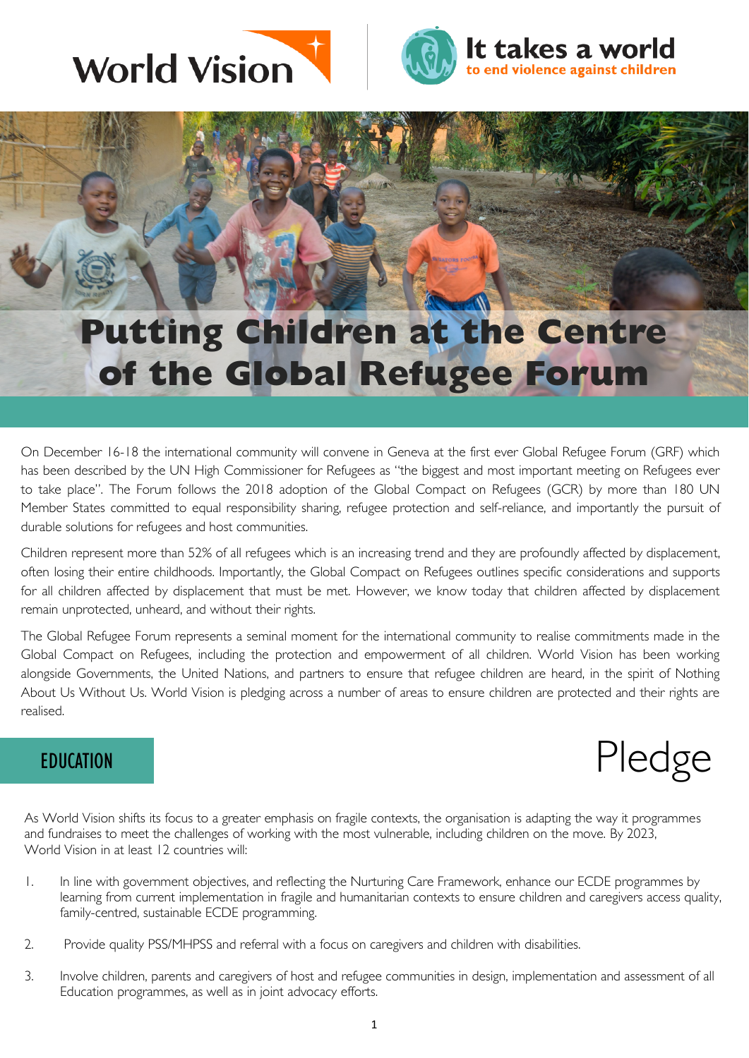World Vision

It takes a world to end violence against children

# Putting Children at the Centre of the Global Refugee Forum

On December 16-18 the international community will convene in Geneva at the first ever Global Refugee Forum (GRF) which has been described by the UN High Commissioner for Refugees as "the biggest and most important meeting on Refugees ever to take place". The Forum follows the 2018 adoption of the Global Compact on Refugees (GCR) by more than 180 UN Member States committed to equal responsibility sharing, refugee protection and self-reliance, and importantly the pursuit of durable solutions for refugees and host communities.

Children represent more than 52% of all refugees which is an increasing trend and they are profoundly affected by displacement, often losing their entire childhoods. Importantly, the Global Compact on Refugees outlines specific considerations and supports for all children affected by displacement that must be met. However, we know today that children affected by displacement remain unprotected, unheard, and without their rights.

The Global Refugee Forum represents a seminal moment for the international community to realise commitments made in the Global Compact on Refugees, including the protection and empowerment of all children. World Vision has been working alongside Governments, the United Nations, and partners to ensure that refugee children are heard, in the spirit of Nothing About Us Without Us. World Vision is pledging across a number of areas to ensure children are protected and their rights are realised.

## EDUCATION

## Pledge

As World Vision shifts its focus to a greater emphasis on fragile contexts, the organisation is adapting the way it programmes and fundraises to meet the challenges of working with the most vulnerable, including children on the move. By 2023, World Vision in at least 12 countries will:

1. In line with government objectives, and reflecting the Nurturing Care Framework, enhance our ECDE programmes by learning from current implementation in fragile and humanitarian contexts to ensure children and caregivers access quality, family-centred, sustainable ECDE programming.
2. Provide quality PSS/MHPSS and referral with a focus on caregivers and children with disabilities.
3. Involve children, parents and caregivers of host and refugee communities in design, implementation and assessment of all Education programmes, as well as in joint advocacy efforts.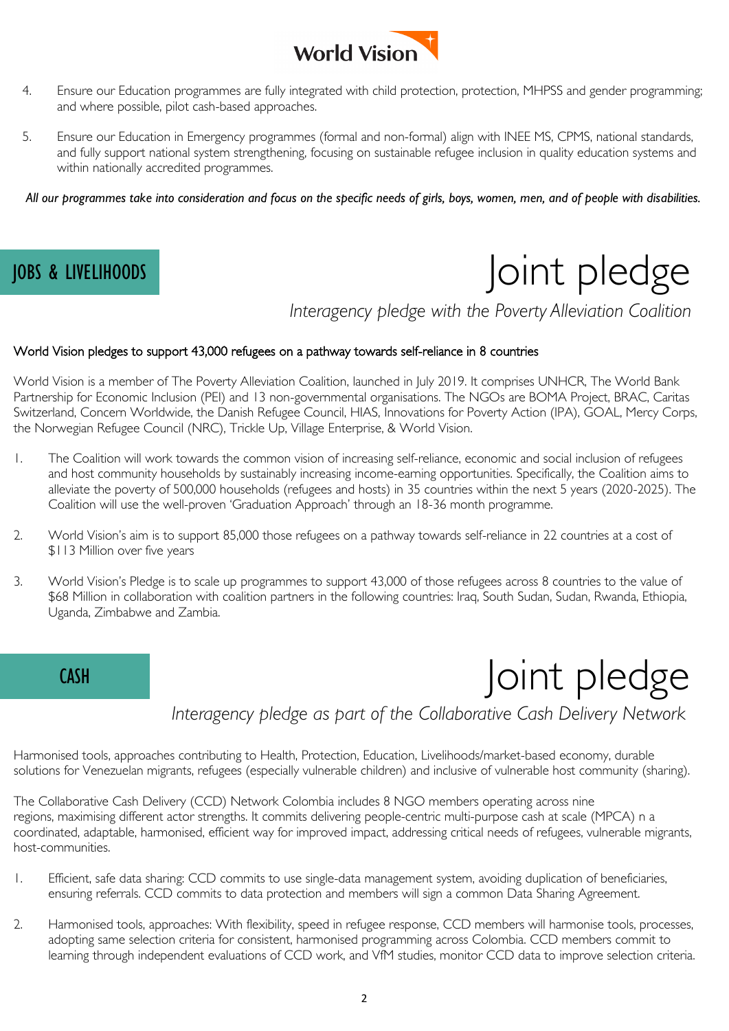4. Ensure our Education programmes are fully integrated with child protection, protection, MHPSS and gender programming; and where possible, pilot cash-based approaches.

5. Ensure our Education in Emergency programmes (formal and non-formal) align with INEE MS, CPMS, national standards, and fully support national system strengthening, focusing on sustainable refugee inclusion in quality education systems and within nationally accredited programmes.

***All our programmes take into consideration and focus on the specific needs of girls, boys, women, men, and of people with disabilities.***

## JOBS & LIVELIHOODS

# Joint pledge

*Interagency pledge with the Poverty Alleviation Coalition*

### World Vision pledges to support 43,000 refugees on a pathway towards self-reliance in 8 countries

World Vision is a member of The Poverty Alleviation Coalition, launched in July 2019. It comprises UNHCR, The World Bank Partnership for Economic Inclusion (PEI) and 13 non-governmental organisations. The NGOs are BOMA Project, BRAC, Caritas Switzerland, Concern Worldwide, the Danish Refugee Council, HIAS, Innovations for Poverty Action (IPA), GOAL, Mercy Corps, the Norwegian Refugee Council (NRC), Trickle Up, Village Enterprise, & World Vision.

1. The Coalition will work towards the common vision of increasing self-reliance, economic and social inclusion of refugees and host community households by sustainably increasing income-earning opportunities. Specifically, the Coalition aims to alleviate the poverty of 500,000 households (refugees and hosts) in 35 countries within the next 5 years (2020-2025). The Coalition will use the well-proven 'Graduation Approach' through an 18-36 month programme.

2. World Vision's aim is to support 85,000 those refugees on a pathway towards self-reliance in 22 countries at a cost of $113 Million over five years

3. World Vision's Pledge is to scale up programmes to support 43,000 of those refugees across 8 countries to the value of $68 Million in collaboration with coalition partners in the following countries: Iraq, South Sudan, Sudan, Rwanda, Ethiopia, Uganda, Zimbabwe and Zambia.

## CASH

# Joint pledge

*Interagency pledge as part of the Collaborative Cash Delivery Network*

Harmonised tools, approaches contributing to Health, Protection, Education, Livelihoods/market-based economy, durable solutions for Venezuelan migrants, refugees (especially vulnerable children) and inclusive of vulnerable host community (sharing).

The Collaborative Cash Delivery (CCD) Network Colombia includes 8 NGO members operating across nine regions, maximising different actor strengths. It commits delivering people-centric multi-purpose cash at scale (MPCA) n a coordinated, adaptable, harmonised, efficient way for improved impact, addressing critical needs of refugees, vulnerable migrants, host-communities.

1. Efficient, safe data sharing: CCD commits to use single-data management system, avoiding duplication of beneficiaries, ensuring referrals. CCD commits to data protection and members will sign a common Data Sharing Agreement.

2. Harmonised tools, approaches: With flexibility, speed in refugee response, CCD members will harmonise tools, processes, adopting same selection criteria for consistent, harmonised programming across Colombia. CCD members commit to learning through independent evaluations of CCD work, and VfM studies, monitor CCD data to improve selection criteria.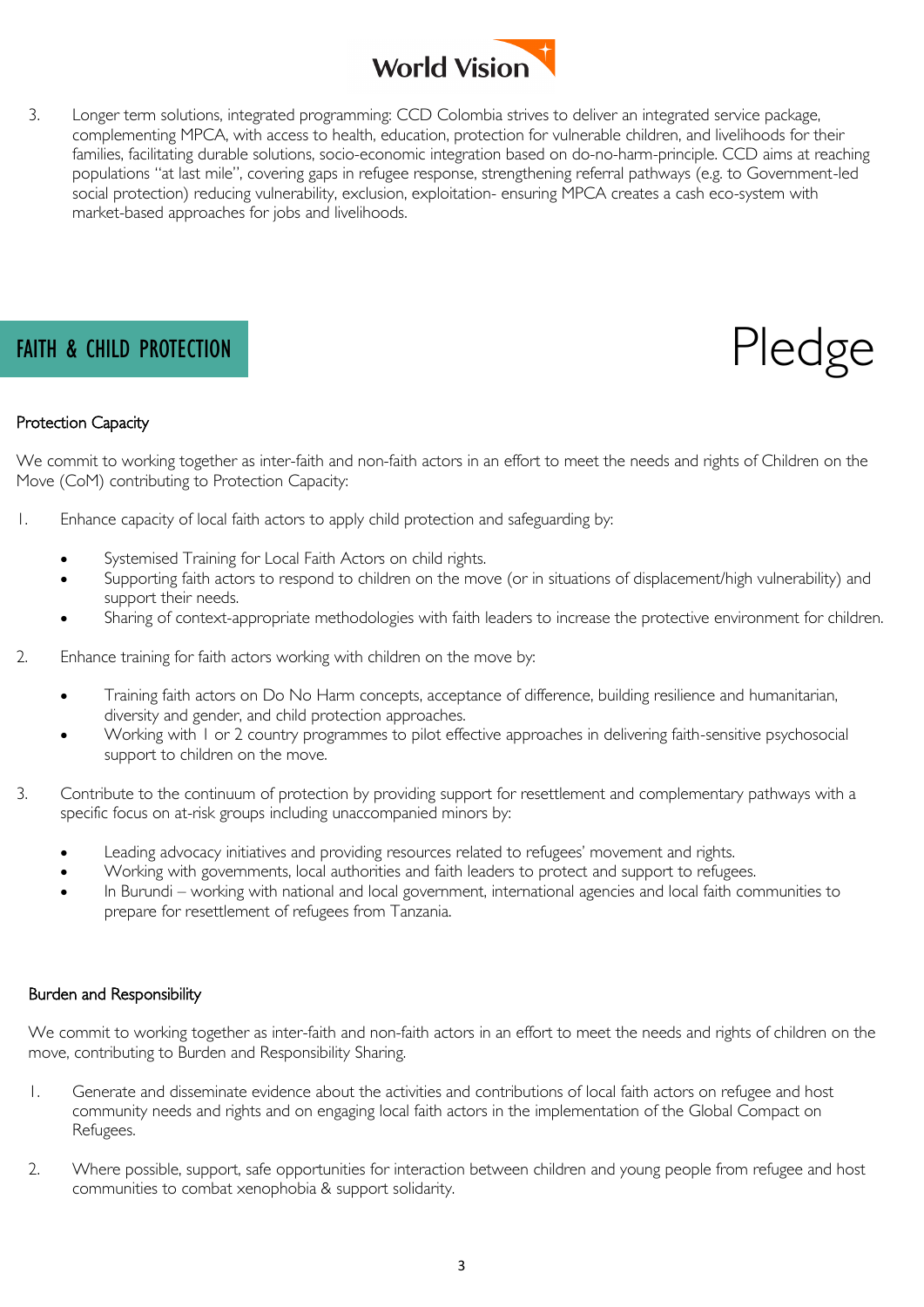3. Longer term solutions, integrated programming: CCD Colombia strives to deliver an integrated service package, complementing MPCA, with access to health, education, protection for vulnerable children, and livelihoods for their families, facilitating durable solutions, socio-economic integration based on do-no-harm-principle. CCD aims at reaching populations "at last mile", covering gaps in refugee response, strengthening referral pathways (e.g. to Government-led social protection) reducing vulnerability, exclusion, exploitation- ensuring MPCA creates a cash eco-system with market-based approaches for jobs and livelihoods.

## FAITH & CHILD PROTECTION

# Pledge

### Protection Capacity

We commit to working together as inter-faith and non-faith actors in an effort to meet the needs and rights of Children on the Move (CoM) contributing to Protection Capacity:

1. Enhance capacity of local faith actors to apply child protection and safeguarding by:
   - Systemised Training for Local Faith Actors on child rights.
   - Supporting faith actors to respond to children on the move (or in situations of displacement/high vulnerability) and support their needs.
   - Sharing of context-appropriate methodologies with faith leaders to increase the protective environment for children.
2. Enhance training for faith actors working with children on the move by:
   - Training faith actors on Do No Harm concepts, acceptance of difference, building resilience and humanitarian, diversity and gender, and child protection approaches.
   - Working with 1 or 2 country programmes to pilot effective approaches in delivering faith-sensitive psychosocial support to children on the move.
3. Contribute to the continuum of protection by providing support for resettlement and complementary pathways with a specific focus on at-risk groups including unaccompanied minors by:
   - Leading advocacy initiatives and providing resources related to refugees' movement and rights.
   - Working with governments, local authorities and faith leaders to protect and support to refugees.
   - In Burundi – working with national and local government, international agencies and local faith communities to prepare for resettlement of refugees from Tanzania.

### Burden and Responsibility

We commit to working together as inter-faith and non-faith actors in an effort to meet the needs and rights of children on the move, contributing to Burden and Responsibility Sharing.

1. Generate and disseminate evidence about the activities and contributions of local faith actors on refugee and host community needs and rights and on engaging local faith actors in the implementation of the Global Compact on Refugees.
2. Where possible, support, safe opportunities for interaction between children and young people from refugee and host communities to combat xenophobia & support solidarity.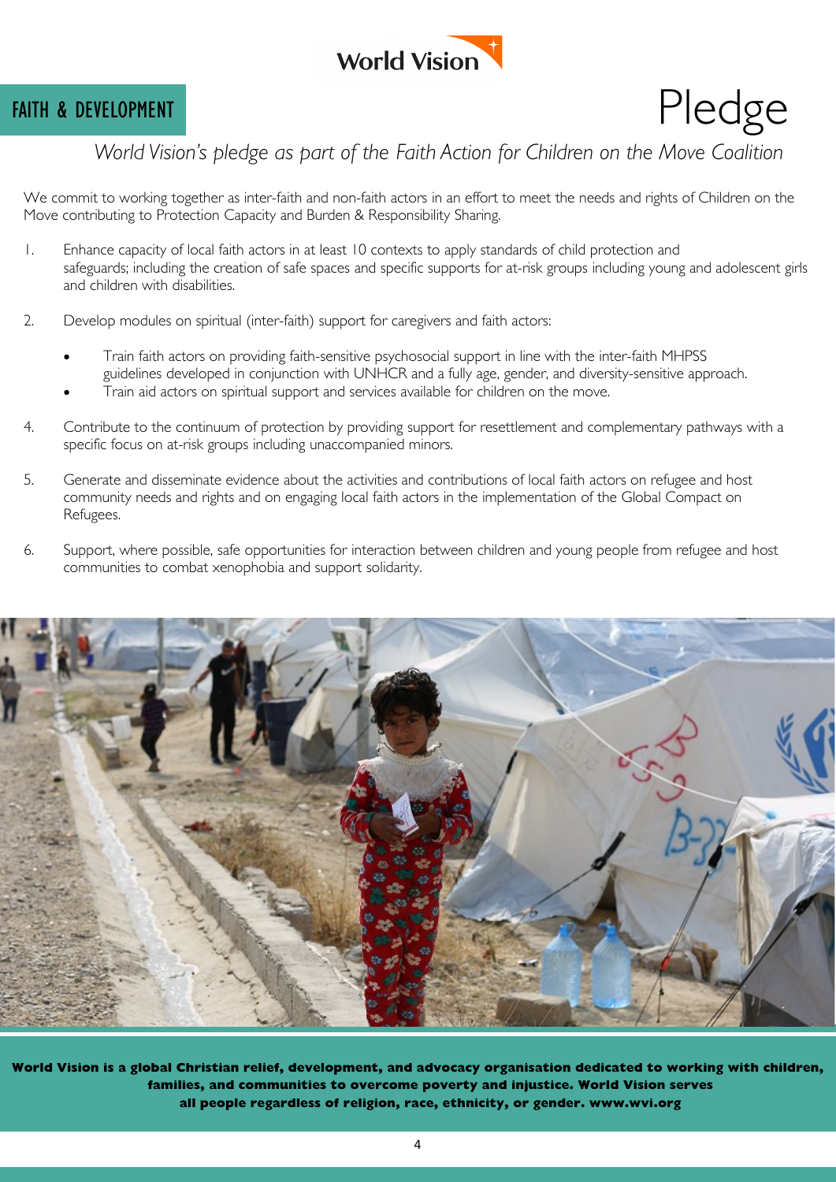FAITH & DEVELOPMENT

# Pledge

*World Vision's pledge as part of the Faith Action for Children on the Move Coalition*

We commit to working together as inter-faith and non-faith actors in an effort to meet the needs and rights of Children on the Move contributing to Protection Capacity and Burden & Responsibility Sharing.

1. Enhance capacity of local faith actors in at least 10 contexts to apply standards of child protection and safeguards; including the creation of safe spaces and specific supports for at-risk groups including young and adolescent girls and children with disabilities.

2. Develop modules on spiritual (inter-faith) support for caregivers and faith actors:

   - Train faith actors on providing faith-sensitive psychosocial support in line with the inter-faith MHPSS guidelines developed in conjunction with UNHCR and a fully age, gender, and diversity-sensitive approach.
   - Train aid actors on spiritual support and services available for children on the move.

4. Contribute to the continuum of protection by providing support for resettlement and complementary pathways with a specific focus on at-risk groups including unaccompanied minors.

5. Generate and disseminate evidence about the activities and contributions of local faith actors on refugee and host community needs and rights and on engaging local faith actors in the implementation of the Global Compact on Refugees.

6. Support, where possible, safe opportunities for interaction between children and young people from refugee and host communities to combat xenophobia and support solidarity.

**World Vision is a global Christian relief, development, and advocacy organisation dedicated to working with children, families, and communities to overcome poverty and injustice. World Vision serves all people regardless of religion, race, ethnicity, or gender. www.wvi.org**